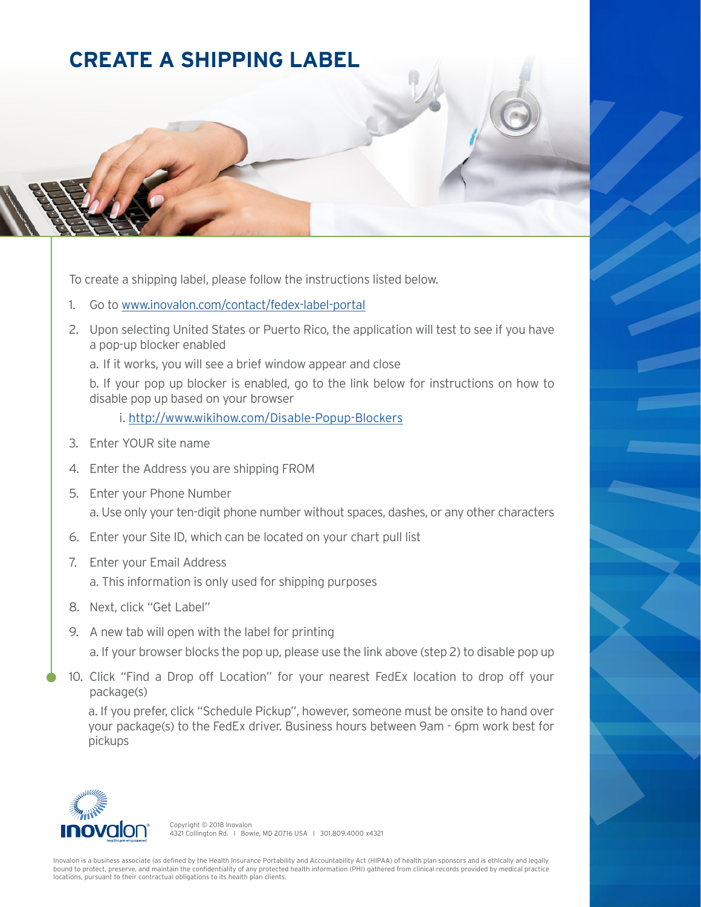# CREATE A SHIPPING LABEL

To create a shipping label, please follow the instructions listed below.

1. Go to www.inovalon.com/contact/fedex-label-portal
2. Upon selecting United States or Puerto Rico, the application will test to see if you have a pop-up blocker enabled
   a. If it works, you will see a brief window appear and close
   b. If your pop up blocker is enabled, go to the link below for instructions on how to disable pop up based on your browser
      i. http://www.wikihow.com/Disable-Popup-Blockers
3. Enter YOUR site name
4. Enter the Address you are shipping FROM
5. Enter your Phone Number
   a. Use only your ten-digit phone number without spaces, dashes, or any other characters
6. Enter your Site ID, which can be located on your chart pull list
7. Enter your Email Address
   a. This information is only used for shipping purposes
8. Next, click "Get Label"
9. A new tab will open with the label for printing
   a. If your browser blocks the pop up, please use the link above (step 2) to disable pop up
10. Click "Find a Drop off Location" for your nearest FedEx location to drop off your package(s)
    a. If you prefer, click "Schedule Pickup", however, someone must be onsite to hand over your package(s) to the FedEx driver. Business hours between 9am - 6pm work best for pickups

Inovalon® healthcare empowered

Copyright © 2018 Inovalon
4321 Collington Rd. | Bowie, MD 20716 USA | 301.809.4000 x4321

Inovalon is a business associate (as defined by the Health Insurance Portability and Accountability Act (HIPAA) of health plan sponsors and is ethically and legally bound to protect, preserve, and maintain the confidentiality of any protected health information (PHI) gathered from clinical records provided by medical practice locations, pursuant to their contractual obligations to its health plan clients.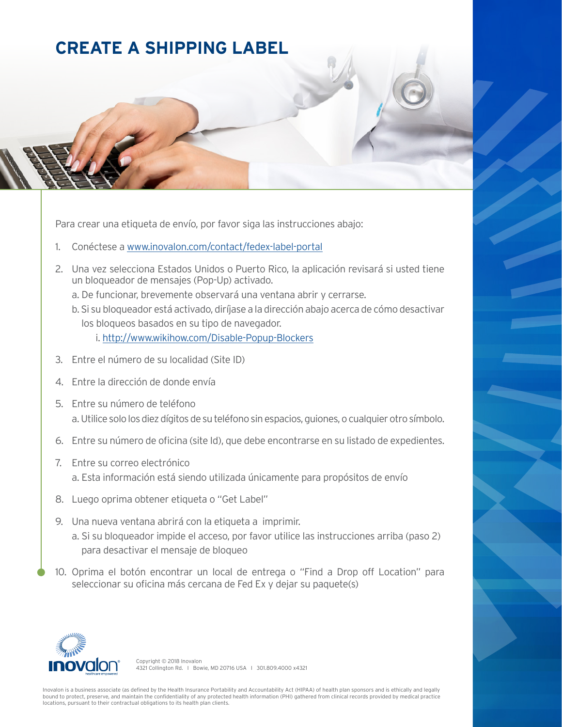# CREATE A SHIPPING LABEL

Para crear una etiqueta de envío, por favor siga las instrucciones abajo:

1. Conéctese a www.inovalon.com/contact/fedex-label-portal
2. Una vez selecciona Estados Unidos o Puerto Rico, la aplicación revisará si usted tiene un bloqueador de mensajes (Pop-Up) activado.
   a. De funcionar, brevemente observará una ventana abrir y cerrarse.
   b. Si su bloqueador está activado, diríjase a la dirección abajo acerca de cómo desactivar los bloqueos basados en su tipo de navegador.
      i. http://www.wikihow.com/Disable-Popup-Blockers
3. Entre el número de su localidad (Site ID)
4. Entre la dirección de donde envía
5. Entre su número de teléfono
   a. Utilice solo los diez dígitos de su teléfono sin espacios, guiones, o cualquier otro símbolo.
6. Entre su número de oficina (site Id), que debe encontrarse en su listado de expedientes.
7. Entre su correo electrónico
   a. Esta información está siendo utilizada únicamente para propósitos de envío
8. Luego oprima obtener etiqueta o "Get Label"
9. Una nueva ventana abrirá con la etiqueta a imprimir.
   a. Si su bloqueador impide el acceso, por favor utilice las instrucciones arriba (paso 2) para desactivar el mensaje de bloqueo
10. Oprima el botón encontrar un local de entrega o "Find a Drop off Location" para seleccionar su oficina más cercana de Fed Ex y dejar su paquete(s)

Copyright © 2018 Inovalon
4321 Collington Rd. | Bowie, MD 20716 USA | 301.809.4000 x4321

Inovalon is a business associate (as defined by the Health Insurance Portability and Accountability Act (HIPAA) of health plan sponsors and is ethically and legally bound to protect, preserve, and maintain the confidentiality of any protected health information (PHI) gathered from clinical records provided by medical practice locations, pursuant to their contractual obligations to its health plan clients.